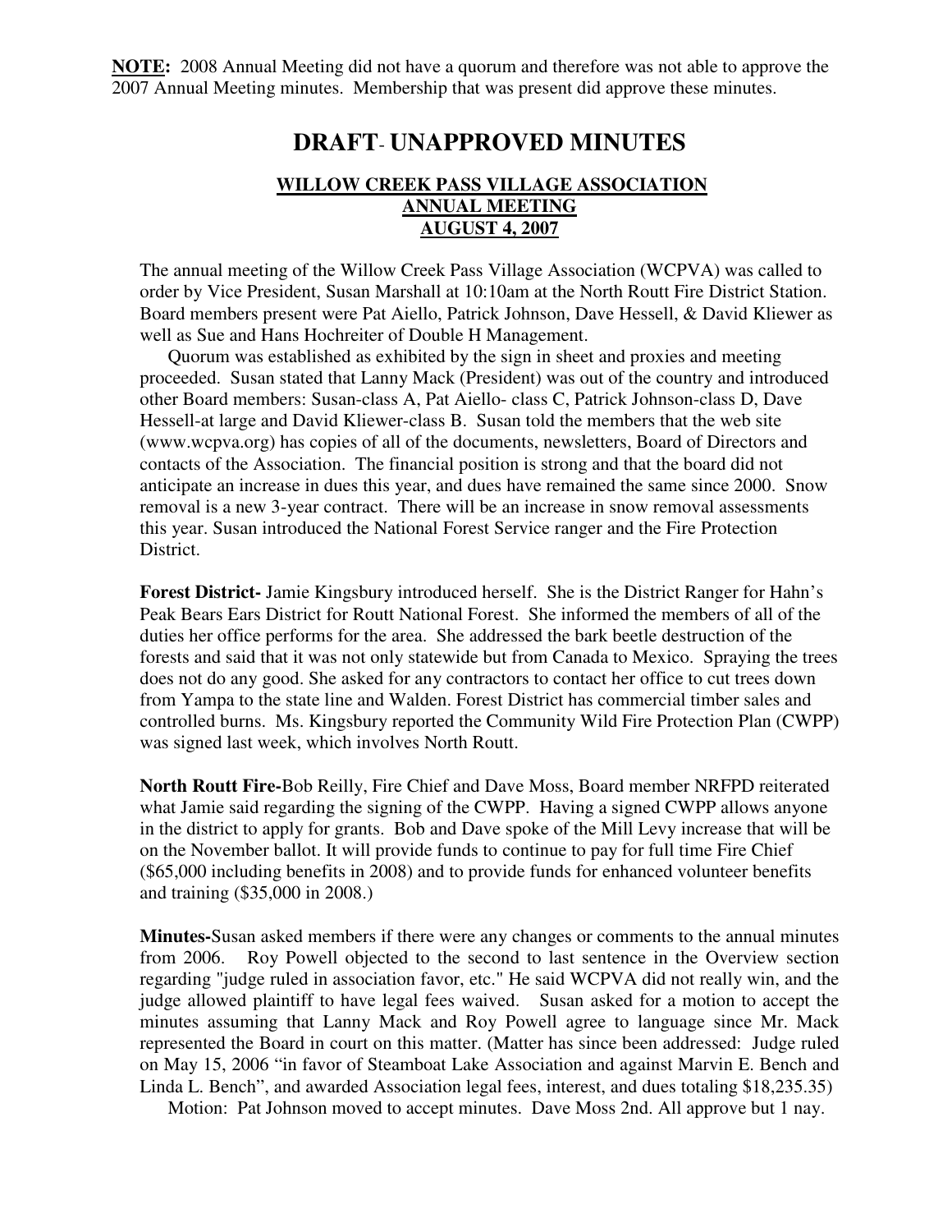**NOTE:** 2008 Annual Meeting did not have a quorum and therefore was not able to approve the 2007 Annual Meeting minutes. Membership that was present did approve these minutes.

# DRAFT- UNAPPROVED MINUTES

### WILLOW CREEK PASS VILLAGE ASSOCIATION
### ANNUAL MEETING
### AUGUST 4, 2007

The annual meeting of the Willow Creek Pass Village Association (WCPVA) was called to order by Vice President, Susan Marshall at 10:10am at the North Routt Fire District Station. Board members present were Pat Aiello, Patrick Johnson, Dave Hessell, & David Kliewer as well as Sue and Hans Hochreiter of Double H Management.

Quorum was established as exhibited by the sign in sheet and proxies and meeting proceeded. Susan stated that Lanny Mack (President) was out of the country and introduced other Board members: Susan-class A, Pat Aiello- class C, Patrick Johnson-class D, Dave Hessell-at large and David Kliewer-class B. Susan told the members that the web site (www.wcpva.org) has copies of all of the documents, newsletters, Board of Directors and contacts of the Association. The financial position is strong and that the board did not anticipate an increase in dues this year, and dues have remained the same since 2000. Snow removal is a new 3-year contract. There will be an increase in snow removal assessments this year. Susan introduced the National Forest Service ranger and the Fire Protection District.

**Forest District-** Jamie Kingsbury introduced herself. She is the District Ranger for Hahn's Peak Bears Ears District for Routt National Forest. She informed the members of all of the duties her office performs for the area. She addressed the bark beetle destruction of the forests and said that it was not only statewide but from Canada to Mexico. Spraying the trees does not do any good. She asked for any contractors to contact her office to cut trees down from Yampa to the state line and Walden. Forest District has commercial timber sales and controlled burns. Ms. Kingsbury reported the Community Wild Fire Protection Plan (CWPP) was signed last week, which involves North Routt.

**North Routt Fire-**Bob Reilly, Fire Chief and Dave Moss, Board member NRFPD reiterated what Jamie said regarding the signing of the CWPP. Having a signed CWPP allows anyone in the district to apply for grants. Bob and Dave spoke of the Mill Levy increase that will be on the November ballot. It will provide funds to continue to pay for full time Fire Chief ($65,000 including benefits in 2008) and to provide funds for enhanced volunteer benefits and training ($35,000 in 2008.)

**Minutes-**Susan asked members if there were any changes or comments to the annual minutes from 2006. Roy Powell objected to the second to last sentence in the Overview section regarding "judge ruled in association favor, etc." He said WCPVA did not really win, and the judge allowed plaintiff to have legal fees waived. Susan asked for a motion to accept the minutes assuming that Lanny Mack and Roy Powell agree to language since Mr. Mack represented the Board in court on this matter. (Matter has since been addressed: Judge ruled on May 15, 2006 "in favor of Steamboat Lake Association and against Marvin E. Bench and Linda L. Bench", and awarded Association legal fees, interest, and dues totaling $18,235.35)

Motion: Pat Johnson moved to accept minutes. Dave Moss 2nd. All approve but 1 nay.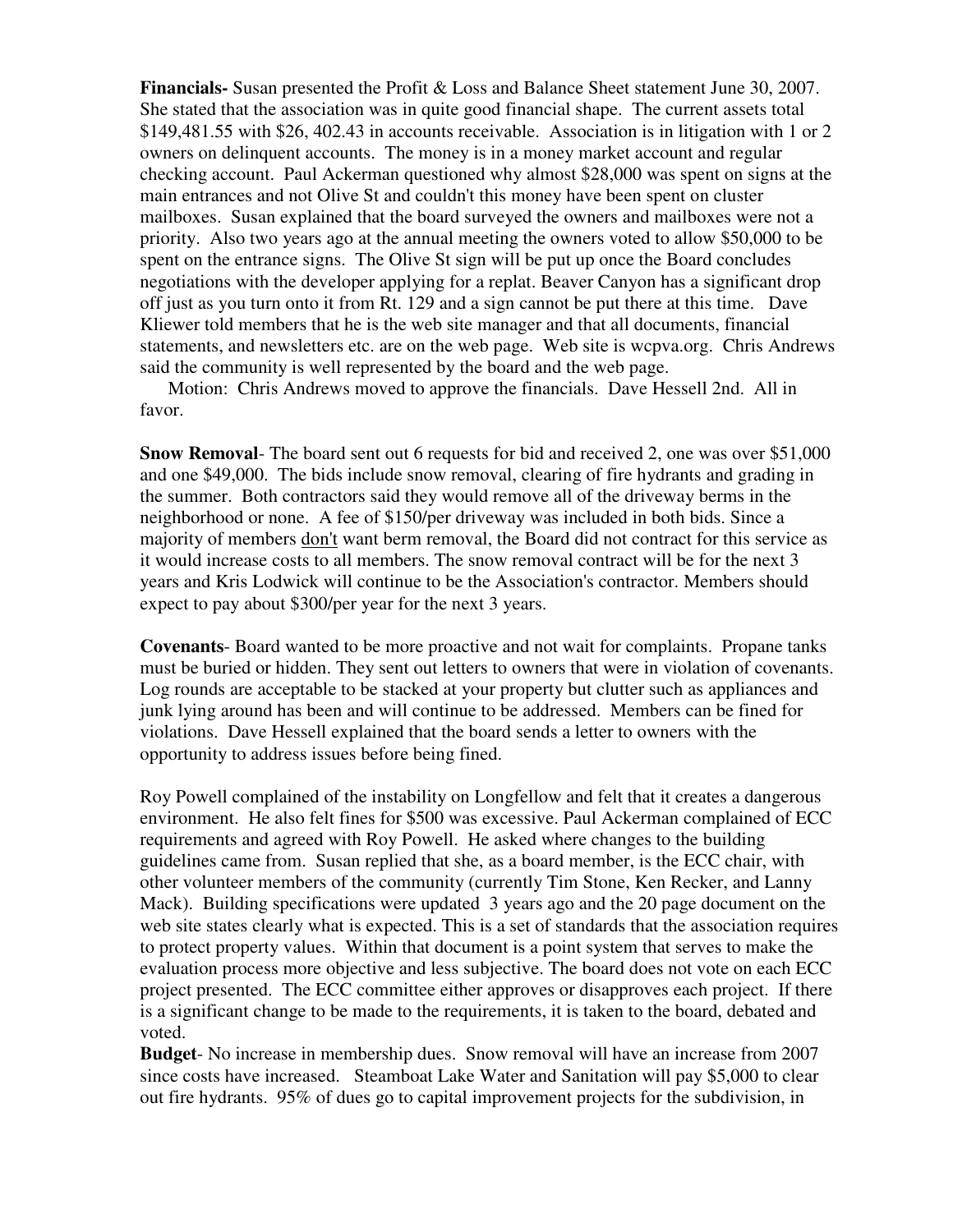**Financials-** Susan presented the Profit & Loss and Balance Sheet statement June 30, 2007. She stated that the association was in quite good financial shape. The current assets total \$149,481.55 with \$26, 402.43 in accounts receivable. Association is in litigation with 1 or 2 owners on delinquent accounts. The money is in a money market account and regular checking account. Paul Ackerman questioned why almost \$28,000 was spent on signs at the main entrances and not Olive St and couldn't this money have been spent on cluster mailboxes. Susan explained that the board surveyed the owners and mailboxes were not a priority. Also two years ago at the annual meeting the owners voted to allow \$50,000 to be spent on the entrance signs. The Olive St sign will be put up once the Board concludes negotiations with the developer applying for a replat. Beaver Canyon has a significant drop off just as you turn onto it from Rt. 129 and a sign cannot be put there at this time. Dave Kliewer told members that he is the web site manager and that all documents, financial statements, and newsletters etc. are on the web page. Web site is wcpva.org. Chris Andrews said the community is well represented by the board and the web page.

Motion: Chris Andrews moved to approve the financials. Dave Hessell 2nd. All in favor.

**Snow Removal**- The board sent out 6 requests for bid and received 2, one was over \$51,000 and one \$49,000. The bids include snow removal, clearing of fire hydrants and grading in the summer. Both contractors said they would remove all of the driveway berms in the neighborhood or none. A fee of \$150/per driveway was included in both bids. Since a majority of members <u>don't</u> want berm removal, the Board did not contract for this service as it would increase costs to all members. The snow removal contract will be for the next 3 years and Kris Lodwick will continue to be the Association's contractor. Members should expect to pay about \$300/per year for the next 3 years.

**Covenants**- Board wanted to be more proactive and not wait for complaints. Propane tanks must be buried or hidden. They sent out letters to owners that were in violation of covenants. Log rounds are acceptable to be stacked at your property but clutter such as appliances and junk lying around has been and will continue to be addressed. Members can be fined for violations. Dave Hessell explained that the board sends a letter to owners with the opportunity to address issues before being fined.

Roy Powell complained of the instability on Longfellow and felt that it creates a dangerous environment. He also felt fines for \$500 was excessive. Paul Ackerman complained of ECC requirements and agreed with Roy Powell. He asked where changes to the building guidelines came from. Susan replied that she, as a board member, is the ECC chair, with other volunteer members of the community (currently Tim Stone, Ken Recker, and Lanny Mack). Building specifications were updated 3 years ago and the 20 page document on the web site states clearly what is expected. This is a set of standards that the association requires to protect property values. Within that document is a point system that serves to make the evaluation process more objective and less subjective. The board does not vote on each ECC project presented. The ECC committee either approves or disapproves each project. If there is a significant change to be made to the requirements, it is taken to the board, debated and voted.

**Budget**- No increase in membership dues. Snow removal will have an increase from 2007 since costs have increased. Steamboat Lake Water and Sanitation will pay \$5,000 to clear out fire hydrants. 95% of dues go to capital improvement projects for the subdivision, in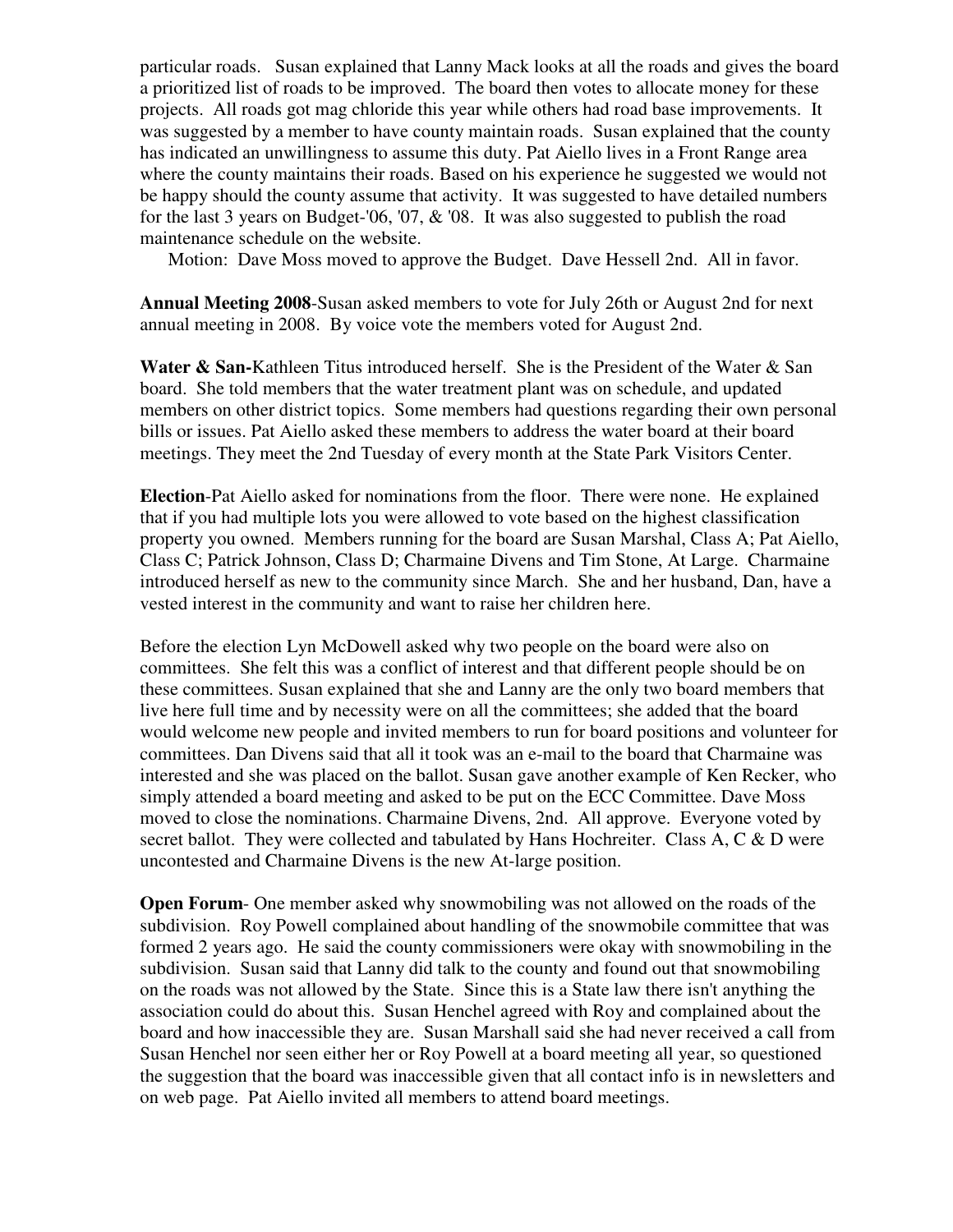particular roads. Susan explained that Lanny Mack looks at all the roads and gives the board a prioritized list of roads to be improved. The board then votes to allocate money for these projects. All roads got mag chloride this year while others had road base improvements. It was suggested by a member to have county maintain roads. Susan explained that the county has indicated an unwillingness to assume this duty. Pat Aiello lives in a Front Range area where the county maintains their roads. Based on his experience he suggested we would not be happy should the county assume that activity. It was suggested to have detailed numbers for the last 3 years on Budget-'06, '07, & '08. It was also suggested to publish the road maintenance schedule on the website.

Motion: Dave Moss moved to approve the Budget. Dave Hessell 2nd. All in favor.

**Annual Meeting 2008**-Susan asked members to vote for July 26th or August 2nd for next annual meeting in 2008. By voice vote the members voted for August 2nd.

**Water & San-**Kathleen Titus introduced herself. She is the President of the Water & San board. She told members that the water treatment plant was on schedule, and updated members on other district topics. Some members had questions regarding their own personal bills or issues. Pat Aiello asked these members to address the water board at their board meetings. They meet the 2nd Tuesday of every month at the State Park Visitors Center.

**Election**-Pat Aiello asked for nominations from the floor. There were none. He explained that if you had multiple lots you were allowed to vote based on the highest classification property you owned. Members running for the board are Susan Marshal, Class A; Pat Aiello, Class C; Patrick Johnson, Class D; Charmaine Divens and Tim Stone, At Large. Charmaine introduced herself as new to the community since March. She and her husband, Dan, have a vested interest in the community and want to raise her children here.

Before the election Lyn McDowell asked why two people on the board were also on committees. She felt this was a conflict of interest and that different people should be on these committees. Susan explained that she and Lanny are the only two board members that live here full time and by necessity were on all the committees; she added that the board would welcome new people and invited members to run for board positions and volunteer for committees. Dan Divens said that all it took was an e-mail to the board that Charmaine was interested and she was placed on the ballot. Susan gave another example of Ken Recker, who simply attended a board meeting and asked to be put on the ECC Committee. Dave Moss moved to close the nominations. Charmaine Divens, 2nd. All approve. Everyone voted by secret ballot. They were collected and tabulated by Hans Hochreiter. Class A, C & D were uncontested and Charmaine Divens is the new At-large position.

**Open Forum**- One member asked why snowmobiling was not allowed on the roads of the subdivision. Roy Powell complained about handling of the snowmobile committee that was formed 2 years ago. He said the county commissioners were okay with snowmobiling in the subdivision. Susan said that Lanny did talk to the county and found out that snowmobiling on the roads was not allowed by the State. Since this is a State law there isn't anything the association could do about this. Susan Henchel agreed with Roy and complained about the board and how inaccessible they are. Susan Marshall said she had never received a call from Susan Henchel nor seen either her or Roy Powell at a board meeting all year, so questioned the suggestion that the board was inaccessible given that all contact info is in newsletters and on web page. Pat Aiello invited all members to attend board meetings.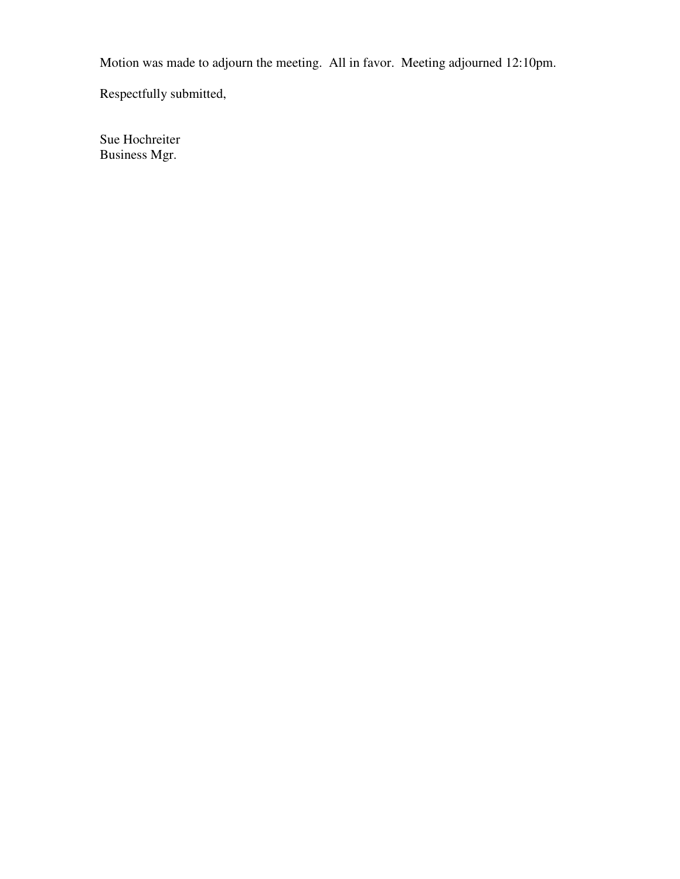Motion was made to adjourn the meeting.  All in favor.  Meeting adjourned 12:10pm.

Respectfully submitted,

Sue Hochreiter
Business Mgr.